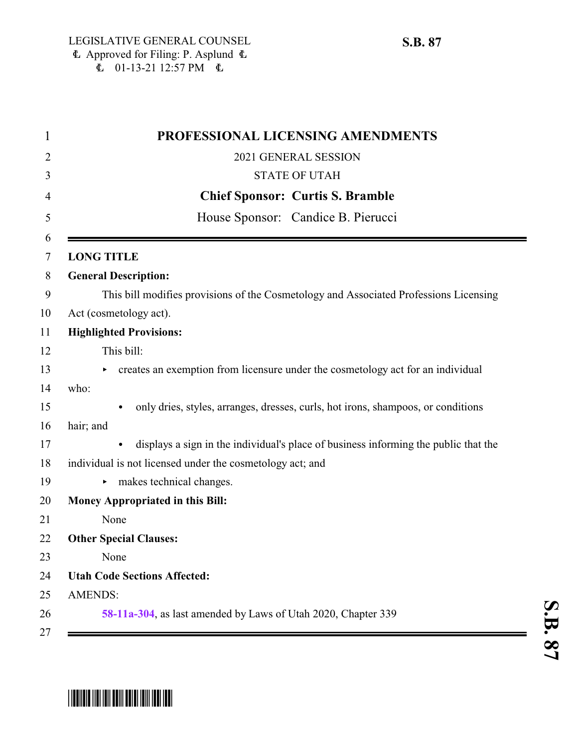LEGISLATIVE GENERAL COUNSEL
Approved for Filing: P. Asplund
01-13-21 12:57 PM

**S.B. 87**

# PROFESSIONAL LICENSING AMENDMENTS

2021 GENERAL SESSION

STATE OF UTAH

**Chief Sponsor: Curtis S. Bramble**

House Sponsor: Candice B. Pierucci

---

**LONG TITLE**

**General Description:**

This bill modifies provisions of the Cosmetology and Associated Professions Licensing Act (cosmetology act).

**Highlighted Provisions:**

This bill:

- creates an exemption from licensure under the cosmetology act for an individual who:
  - only dries, styles, arranges, dresses, curls, hot irons, shampoos, or conditions hair; and
  - displays a sign in the individual's place of business informing the public that the individual is not licensed under the cosmetology act; and
- makes technical changes.

**Money Appropriated in this Bill:**

None

**Other Special Clauses:**

None

**Utah Code Sections Affected:**

AMENDS:

**58-11a-304**, as last amended by Laws of Utah 2020, Chapter 339

---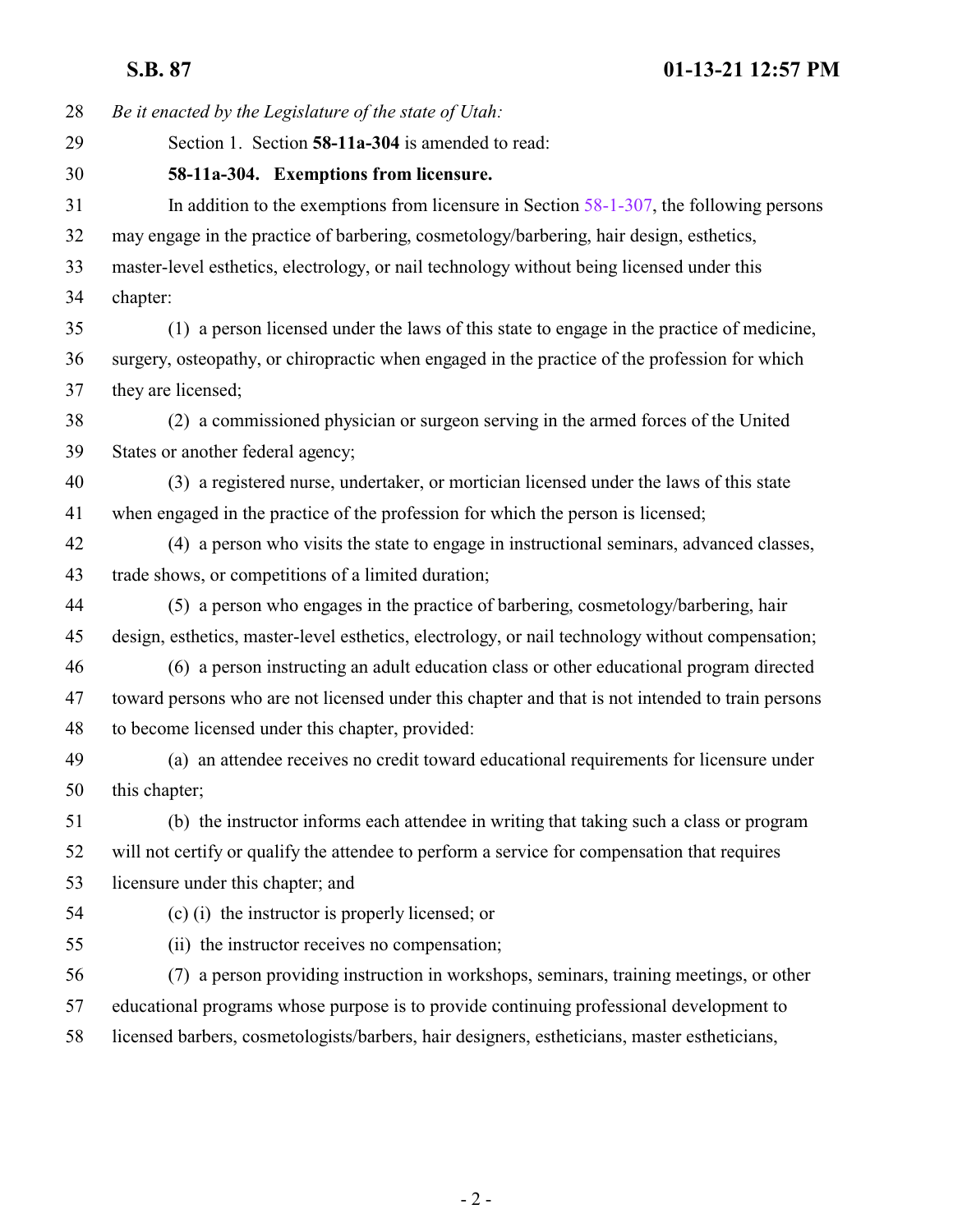*Be it enacted by the Legislature of the state of Utah:*

Section 1. Section **58-11a-304** is amended to read:

**58-11a-304. Exemptions from licensure.**

In addition to the exemptions from licensure in Section 58-1-307, the following persons may engage in the practice of barbering, cosmetology/barbering, hair design, esthetics, master-level esthetics, electrology, or nail technology without being licensed under this chapter:

(1) a person licensed under the laws of this state to engage in the practice of medicine, surgery, osteopathy, or chiropractic when engaged in the practice of the profession for which they are licensed;

(2) a commissioned physician or surgeon serving in the armed forces of the United States or another federal agency;

(3) a registered nurse, undertaker, or mortician licensed under the laws of this state when engaged in the practice of the profession for which the person is licensed;

(4) a person who visits the state to engage in instructional seminars, advanced classes, trade shows, or competitions of a limited duration;

(5) a person who engages in the practice of barbering, cosmetology/barbering, hair design, esthetics, master-level esthetics, electrology, or nail technology without compensation;

(6) a person instructing an adult education class or other educational program directed toward persons who are not licensed under this chapter and that is not intended to train persons to become licensed under this chapter, provided:

(a) an attendee receives no credit toward educational requirements for licensure under this chapter;

(b) the instructor informs each attendee in writing that taking such a class or program will not certify or qualify the attendee to perform a service for compensation that requires licensure under this chapter; and

(c) (i) the instructor is properly licensed; or

(ii) the instructor receives no compensation;

(7) a person providing instruction in workshops, seminars, training meetings, or other educational programs whose purpose is to provide continuing professional development to licensed barbers, cosmetologists/barbers, hair designers, estheticians, master estheticians,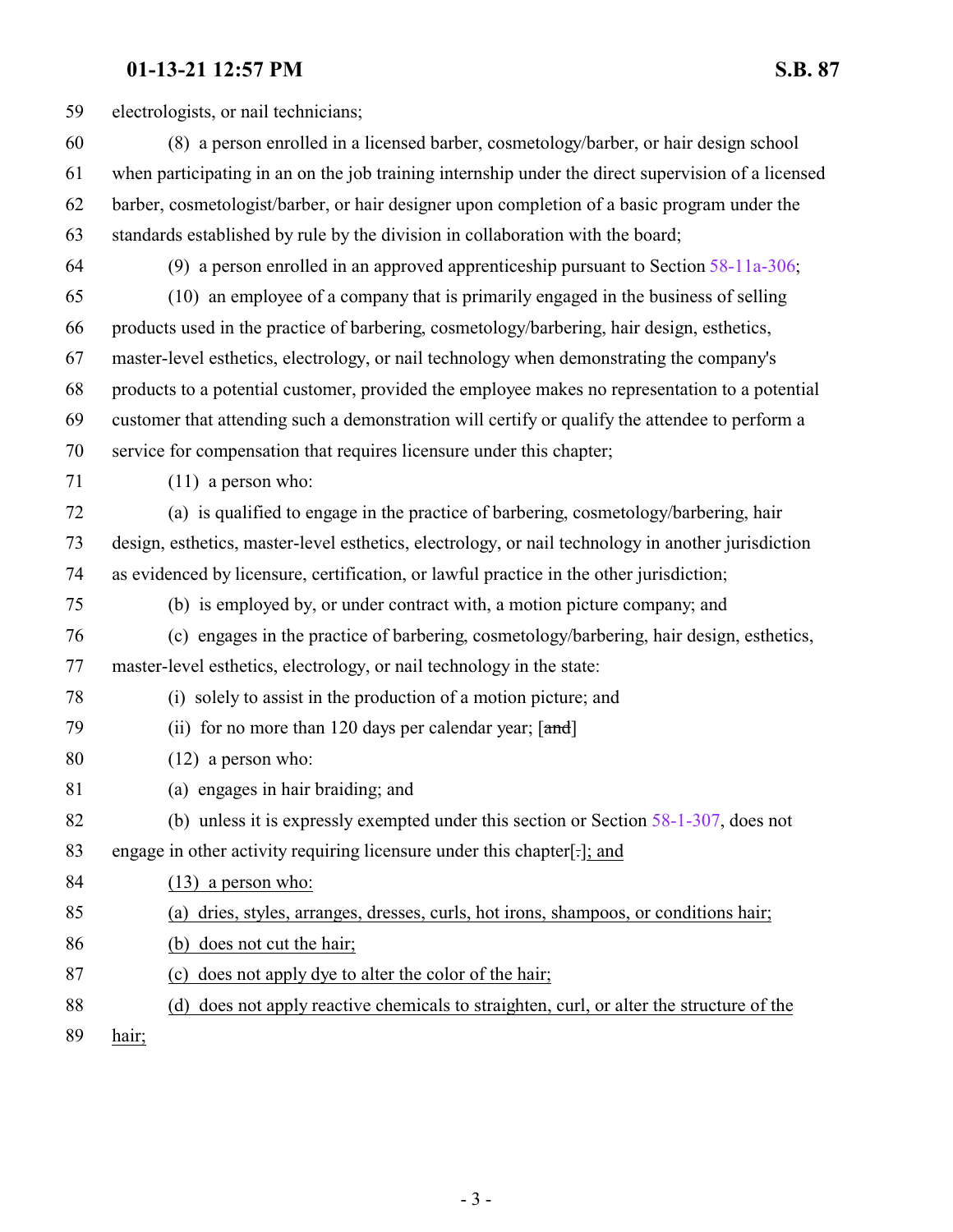electrologists, or nail technicians;

(8) a person enrolled in a licensed barber, cosmetology/barber, or hair design school when participating in an on the job training internship under the direct supervision of a licensed barber, cosmetologist/barber, or hair designer upon completion of a basic program under the standards established by rule by the division in collaboration with the board;

(9) a person enrolled in an approved apprenticeship pursuant to Section 58-11a-306;

(10) an employee of a company that is primarily engaged in the business of selling products used in the practice of barbering, cosmetology/barbering, hair design, esthetics, master-level esthetics, electrology, or nail technology when demonstrating the company's products to a potential customer, provided the employee makes no representation to a potential customer that attending such a demonstration will certify or qualify the attendee to perform a service for compensation that requires licensure under this chapter;

(11) a person who:

(a) is qualified to engage in the practice of barbering, cosmetology/barbering, hair design, esthetics, master-level esthetics, electrology, or nail technology in another jurisdiction as evidenced by licensure, certification, or lawful practice in the other jurisdiction;

(b) is employed by, or under contract with, a motion picture company; and

(c) engages in the practice of barbering, cosmetology/barbering, hair design, esthetics, master-level esthetics, electrology, or nail technology in the state:

(i) solely to assist in the production of a motion picture; and

(ii) for no more than 120 days per calendar year; [~~and~~]

(12) a person who:

(a) engages in hair braiding; and

(b) unless it is expressly exempted under this section or Section 58-1-307, does not engage in other activity requiring licensure under this chapter[~~.~~]<u>; and</u>

<u>(13) a person who:</u>

<u>(a) dries, styles, arranges, dresses, curls, hot irons, shampoos, or conditions hair;</u>

<u>(b) does not cut the hair;</u>

<u>(c) does not apply dye to alter the color of the hair;</u>

<u>(d) does not apply reactive chemicals to straighten, curl, or alter the structure of the hair;</u>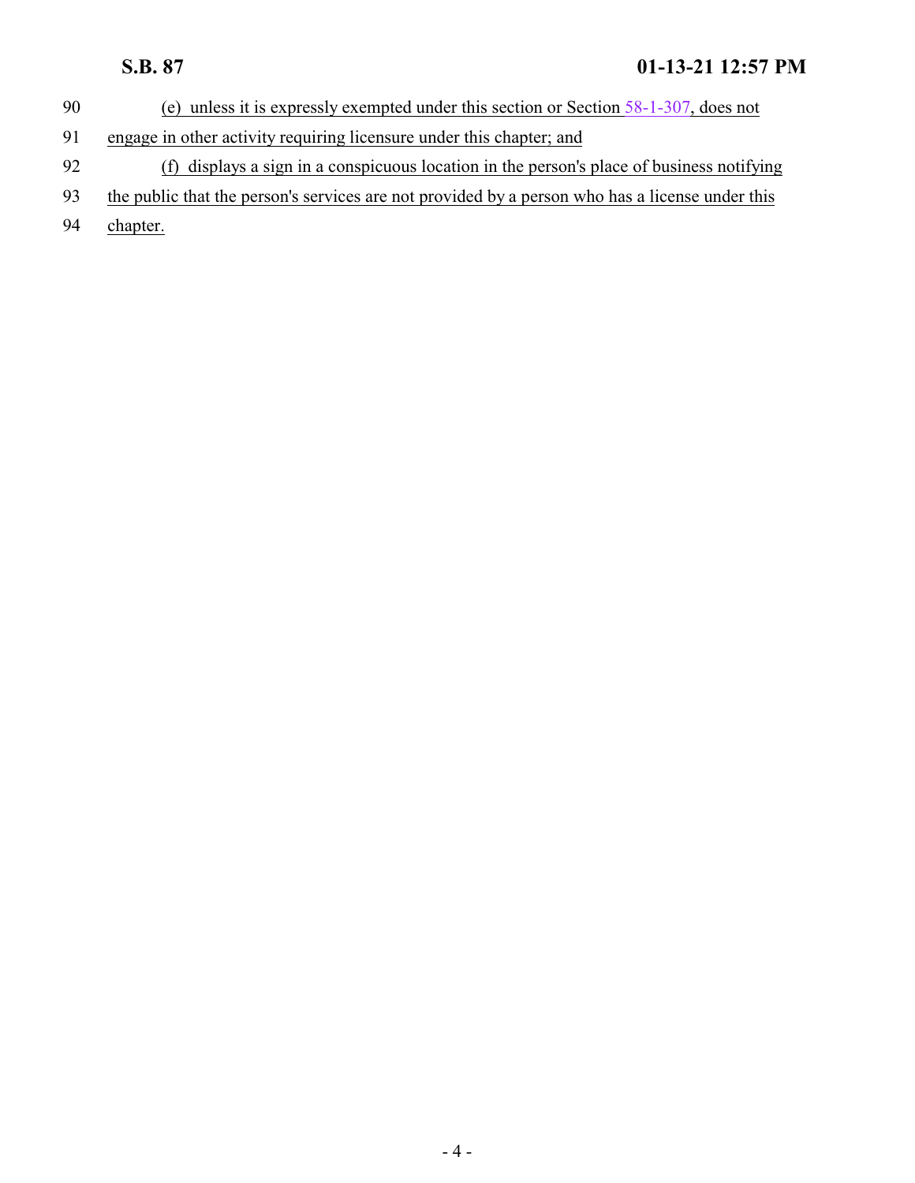90 (e) unless it is expressly exempted under this section or Section 58-1-307, does not

91 engage in other activity requiring licensure under this chapter; and

92 (f) displays a sign in a conspicuous location in the person's place of business notifying

93 the public that the person's services are not provided by a person who has a license under this

94 chapter.